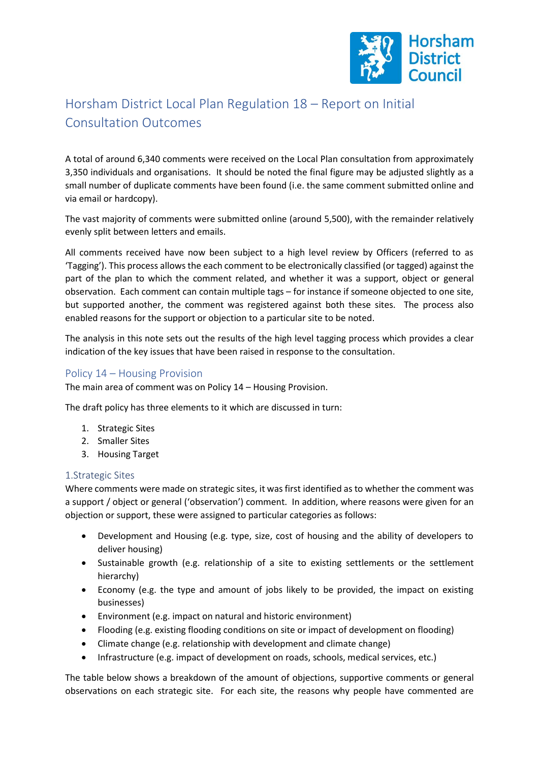# Horsham District Local Plan Regulation 18 – Report on Initial Consultation Outcomes

A total of around 6,340 comments were received on the Local Plan consultation from approximately 3,350 individuals and organisations. It should be noted the final figure may be adjusted slightly as a small number of duplicate comments have been found (i.e. the same comment submitted online and via email or hardcopy).

The vast majority of comments were submitted online (around 5,500), with the remainder relatively evenly split between letters and emails.

All comments received have now been subject to a high level review by Officers (referred to as 'Tagging'). This process allows the each comment to be electronically classified (or tagged) against the part of the plan to which the comment related, and whether it was a support, object or general observation. Each comment can contain multiple tags – for instance if someone objected to one site, but supported another, the comment was registered against both these sites. The process also enabled reasons for the support or objection to a particular site to be noted.

The analysis in this note sets out the results of the high level tagging process which provides a clear indication of the key issues that have been raised in response to the consultation.

## Policy 14 – Housing Provision

The main area of comment was on Policy 14 – Housing Provision.

The draft policy has three elements to it which are discussed in turn:

1. Strategic Sites
2. Smaller Sites
3. Housing Target

### 1.Strategic Sites

Where comments were made on strategic sites, it was first identified as to whether the comment was a support / object or general ('observation') comment. In addition, where reasons were given for an objection or support, these were assigned to particular categories as follows:

- Development and Housing (e.g. type, size, cost of housing and the ability of developers to deliver housing)
- Sustainable growth (e.g. relationship of a site to existing settlements or the settlement hierarchy)
- Economy (e.g. the type and amount of jobs likely to be provided, the impact on existing businesses)
- Environment (e.g. impact on natural and historic environment)
- Flooding (e.g. existing flooding conditions on site or impact of development on flooding)
- Climate change (e.g. relationship with development and climate change)
- Infrastructure (e.g. impact of development on roads, schools, medical services, etc.)

The table below shows a breakdown of the amount of objections, supportive comments or general observations on each strategic site. For each site, the reasons why people have commented are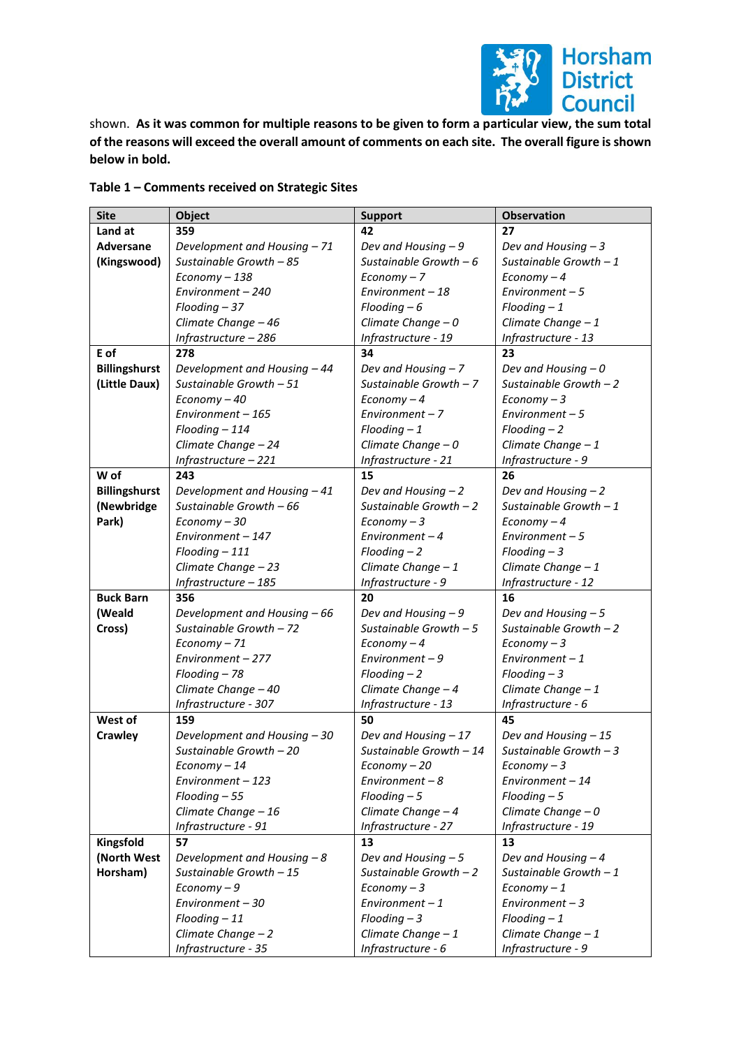shown. **As it was common for multiple reasons to be given to form a particular view, the sum total of the reasons will exceed the overall amount of comments on each site. The overall figure is shown below in bold.**

**Table 1 – Comments received on Strategic Sites**

| Site | Object | Support | Observation |
|---|---|---|---|
| **Land at Adversane (Kingswood)** | **359**<br>*Development and Housing – 71*<br>*Sustainable Growth – 85*<br>*Economy – 138*<br>*Environment – 240*<br>*Flooding – 37*<br>*Climate Change – 46*<br>*Infrastructure – 286* | **42**<br>*Dev and Housing – 9*<br>*Sustainable Growth – 6*<br>*Economy – 7*<br>*Environment – 18*<br>*Flooding – 6*<br>*Climate Change – 0*<br>*Infrastructure - 19* | **27**<br>*Dev and Housing – 3*<br>*Sustainable Growth – 1*<br>*Economy – 4*<br>*Environment – 5*<br>*Flooding – 1*<br>*Climate Change – 1*<br>*Infrastructure - 13* |
| **E of Billingshurst (Little Daux)** | **278**<br>*Development and Housing – 44*<br>*Sustainable Growth – 51*<br>*Economy – 40*<br>*Environment – 165*<br>*Flooding – 114*<br>*Climate Change – 24*<br>*Infrastructure – 221* | **34**<br>*Dev and Housing – 7*<br>*Sustainable Growth – 7*<br>*Economy – 4*<br>*Environment – 7*<br>*Flooding – 1*<br>*Climate Change – 0*<br>*Infrastructure - 21* | **23**<br>*Dev and Housing – 0*<br>*Sustainable Growth – 2*<br>*Economy – 3*<br>*Environment – 5*<br>*Flooding – 2*<br>*Climate Change – 1*<br>*Infrastructure - 9* |
| **W of Billingshurst (Newbridge Park)** | **243**<br>*Development and Housing – 41*<br>*Sustainable Growth – 66*<br>*Economy – 30*<br>*Environment – 147*<br>*Flooding – 111*<br>*Climate Change – 23*<br>*Infrastructure – 185* | **15**<br>*Dev and Housing – 2*<br>*Sustainable Growth – 2*<br>*Economy – 3*<br>*Environment – 4*<br>*Flooding – 2*<br>*Climate Change – 1*<br>*Infrastructure - 9* | **26**<br>*Dev and Housing – 2*<br>*Sustainable Growth – 1*<br>*Economy – 4*<br>*Environment – 5*<br>*Flooding – 3*<br>*Climate Change – 1*<br>*Infrastructure - 12* |
| **Buck Barn (Weald Cross)** | **356**<br>*Development and Housing – 66*<br>*Sustainable Growth – 72*<br>*Economy – 71*<br>*Environment – 277*<br>*Flooding – 78*<br>*Climate Change – 40*<br>*Infrastructure - 307* | **20**<br>*Dev and Housing – 9*<br>*Sustainable Growth – 5*<br>*Economy – 4*<br>*Environment – 9*<br>*Flooding – 2*<br>*Climate Change – 4*<br>*Infrastructure - 13* | **16**<br>*Dev and Housing – 5*<br>*Sustainable Growth – 2*<br>*Economy – 3*<br>*Environment – 1*<br>*Flooding – 3*<br>*Climate Change – 1*<br>*Infrastructure - 6* |
| **West of Crawley** | **159**<br>*Development and Housing – 30*<br>*Sustainable Growth – 20*<br>*Economy – 14*<br>*Environment – 123*<br>*Flooding – 55*<br>*Climate Change – 16*<br>*Infrastructure - 91* | **50**<br>*Dev and Housing – 17*<br>*Sustainable Growth – 14*<br>*Economy – 20*<br>*Environment – 8*<br>*Flooding – 5*<br>*Climate Change – 4*<br>*Infrastructure - 27* | **45**<br>*Dev and Housing – 15*<br>*Sustainable Growth – 3*<br>*Economy – 3*<br>*Environment – 14*<br>*Flooding – 5*<br>*Climate Change – 0*<br>*Infrastructure - 19* |
| **Kingsfold (North West Horsham)** | **57**<br>*Development and Housing – 8*<br>*Sustainable Growth – 15*<br>*Economy – 9*<br>*Environment – 30*<br>*Flooding – 11*<br>*Climate Change – 2*<br>*Infrastructure - 35* | **13**<br>*Dev and Housing – 5*<br>*Sustainable Growth – 2*<br>*Economy – 3*<br>*Environment – 1*<br>*Flooding – 3*<br>*Climate Change – 1*<br>*Infrastructure - 6* | **13**<br>*Dev and Housing – 4*<br>*Sustainable Growth – 1*<br>*Economy – 1*<br>*Environment – 3*<br>*Flooding – 1*<br>*Climate Change – 1*<br>*Infrastructure - 9* |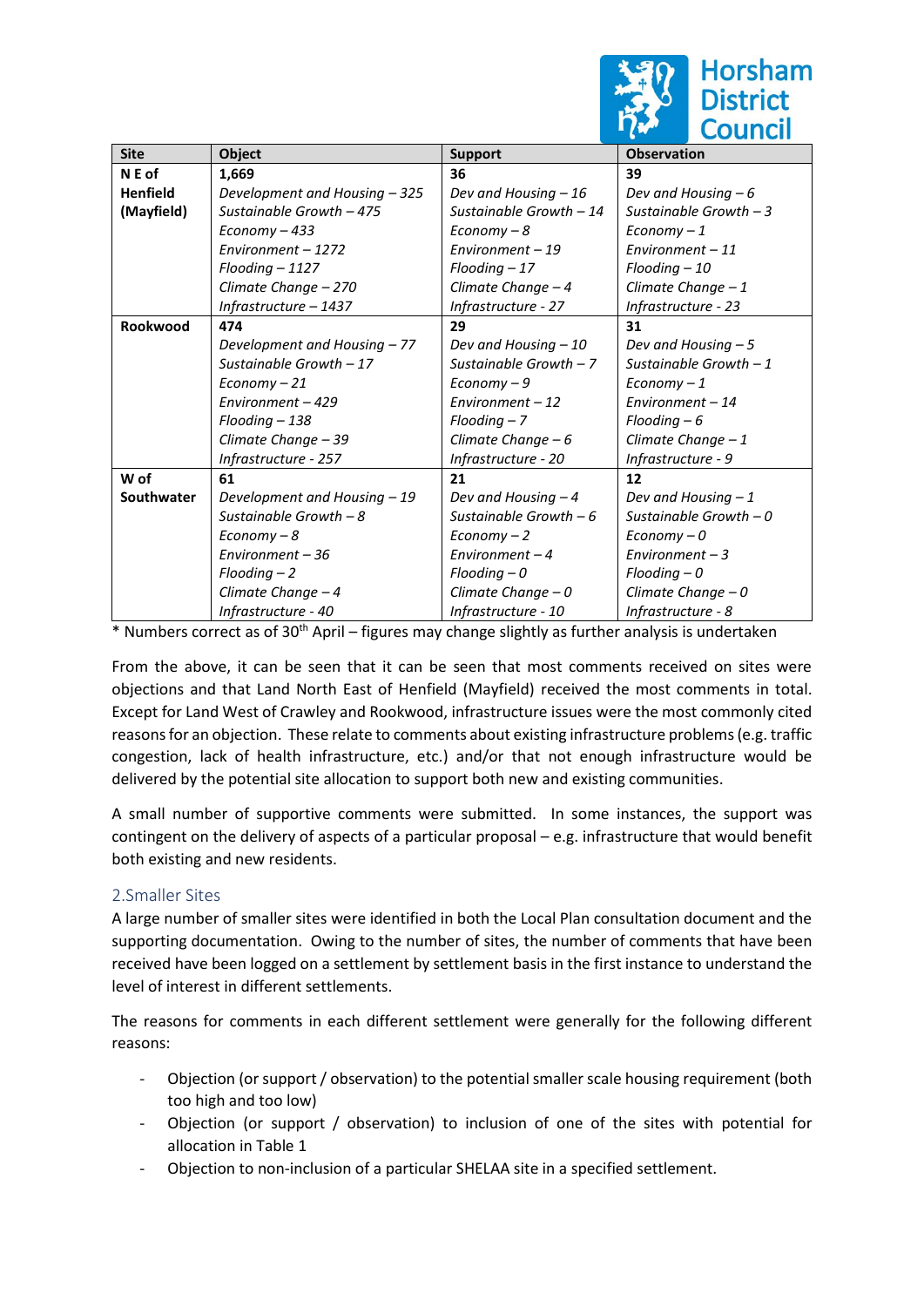| Site | Object | Support | Observation |
| --- | --- | --- | --- |
| **N E of Henfield (Mayfield)** | **1,669**<br>*Development and Housing – 325*<br>*Sustainable Growth – 475*<br>*Economy – 433*<br>*Environment – 1272*<br>*Flooding – 1127*<br>*Climate Change – 270*<br>*Infrastructure – 1437* | **36**<br>*Dev and Housing – 16*<br>*Sustainable Growth – 14*<br>*Economy – 8*<br>*Environment – 19*<br>*Flooding – 17*<br>*Climate Change – 4*<br>*Infrastructure - 27* | **39**<br>*Dev and Housing – 6*<br>*Sustainable Growth – 3*<br>*Economy – 1*<br>*Environment – 11*<br>*Flooding – 10*<br>*Climate Change – 1*<br>*Infrastructure - 23* |
| **Rookwood** | **474**<br>*Development and Housing – 77*<br>*Sustainable Growth – 17*<br>*Economy – 21*<br>*Environment – 429*<br>*Flooding – 138*<br>*Climate Change – 39*<br>*Infrastructure - 257* | **29**<br>*Dev and Housing – 10*<br>*Sustainable Growth – 7*<br>*Economy – 9*<br>*Environment – 12*<br>*Flooding – 7*<br>*Climate Change – 6*<br>*Infrastructure - 20* | **31**<br>*Dev and Housing – 5*<br>*Sustainable Growth – 1*<br>*Economy – 1*<br>*Environment – 14*<br>*Flooding – 6*<br>*Climate Change – 1*<br>*Infrastructure - 9* |
| **W of Southwater** | **61**<br>*Development and Housing – 19*<br>*Sustainable Growth – 8*<br>*Economy – 8*<br>*Environment – 36*<br>*Flooding – 2*<br>*Climate Change – 4*<br>*Infrastructure - 40* | **21**<br>*Dev and Housing – 4*<br>*Sustainable Growth – 6*<br>*Economy – 2*<br>*Environment – 4*<br>*Flooding – 0*<br>*Climate Change – 0*<br>*Infrastructure - 10* | **12**<br>*Dev and Housing – 1*<br>*Sustainable Growth – 0*<br>*Economy – 0*<br>*Environment – 3*<br>*Flooding – 0*<br>*Climate Change – 0*<br>*Infrastructure - 8* |

* Numbers correct as of 30th April – figures may change slightly as further analysis is undertaken

From the above, it can be seen that it can be seen that most comments received on sites were objections and that Land North East of Henfield (Mayfield) received the most comments in total. Except for Land West of Crawley and Rookwood, infrastructure issues were the most commonly cited reasons for an objection. These relate to comments about existing infrastructure problems (e.g. traffic congestion, lack of health infrastructure, etc.) and/or that not enough infrastructure would be delivered by the potential site allocation to support both new and existing communities.

A small number of supportive comments were submitted. In some instances, the support was contingent on the delivery of aspects of a particular proposal – e.g. infrastructure that would benefit both existing and new residents.

## 2.Smaller Sites

A large number of smaller sites were identified in both the Local Plan consultation document and the supporting documentation. Owing to the number of sites, the number of comments that have been received have been logged on a settlement by settlement basis in the first instance to understand the level of interest in different settlements.

The reasons for comments in each different settlement were generally for the following different reasons:

- Objection (or support / observation) to the potential smaller scale housing requirement (both too high and too low)
- Objection (or support / observation) to inclusion of one of the sites with potential for allocation in Table 1
- Objection to non-inclusion of a particular SHELAA site in a specified settlement.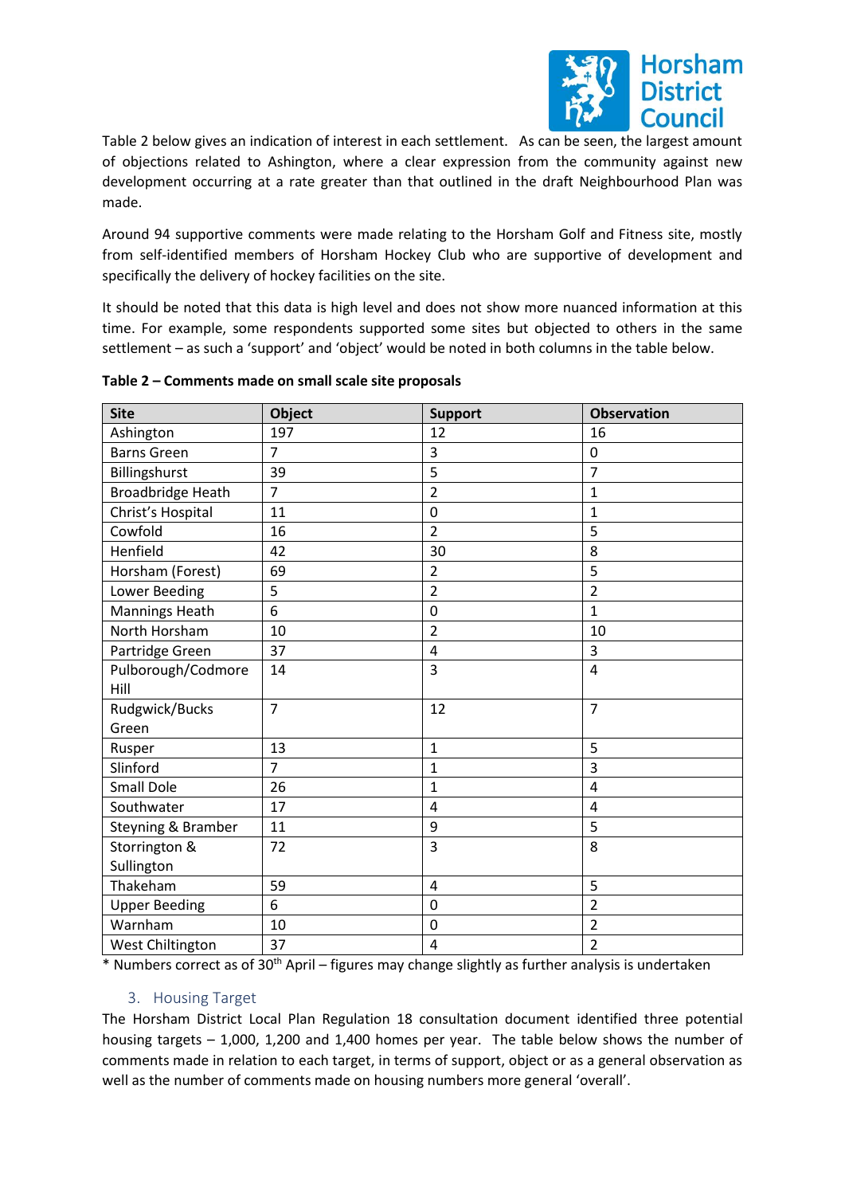Table 2 below gives an indication of interest in each settlement. As can be seen, the largest amount of objections related to Ashington, where a clear expression from the community against new development occurring at a rate greater than that outlined in the draft Neighbourhood Plan was made.

Around 94 supportive comments were made relating to the Horsham Golf and Fitness site, mostly from self-identified members of Horsham Hockey Club who are supportive of development and specifically the delivery of hockey facilities on the site.

It should be noted that this data is high level and does not show more nuanced information at this time. For example, some respondents supported some sites but objected to others in the same settlement – as such a 'support' and 'object' would be noted in both columns in the table below.

**Table 2 – Comments made on small scale site proposals**

| Site | Object | Support | Observation |
| --- | --- | --- | --- |
| Ashington | 197 | 12 | 16 |
| Barns Green | 7 | 3 | 0 |
| Billingshurst | 39 | 5 | 7 |
| Broadbridge Heath | 7 | 2 | 1 |
| Christ's Hospital | 11 | 0 | 1 |
| Cowfold | 16 | 2 | 5 |
| Henfield | 42 | 30 | 8 |
| Horsham (Forest) | 69 | 2 | 5 |
| Lower Beeding | 5 | 2 | 2 |
| Mannings Heath | 6 | 0 | 1 |
| North Horsham | 10 | 2 | 10 |
| Partridge Green | 37 | 4 | 3 |
| Pulborough/Codmore Hill | 14 | 3 | 4 |
| Rudgwick/Bucks Green | 7 | 12 | 7 |
| Rusper | 13 | 1 | 5 |
| Slinford | 7 | 1 | 3 |
| Small Dole | 26 | 1 | 4 |
| Southwater | 17 | 4 | 4 |
| Steyning & Bramber | 11 | 9 | 5 |
| Storrington & Sullington | 72 | 3 | 8 |
| Thakeham | 59 | 4 | 5 |
| Upper Beeding | 6 | 0 | 2 |
| Warnham | 10 | 0 | 2 |
| West Chiltington | 37 | 4 | 2 |

* Numbers correct as of 30th April – figures may change slightly as further analysis is undertaken

## 3. Housing Target

The Horsham District Local Plan Regulation 18 consultation document identified three potential housing targets – 1,000, 1,200 and 1,400 homes per year. The table below shows the number of comments made in relation to each target, in terms of support, object or as a general observation as well as the number of comments made on housing numbers more general 'overall'.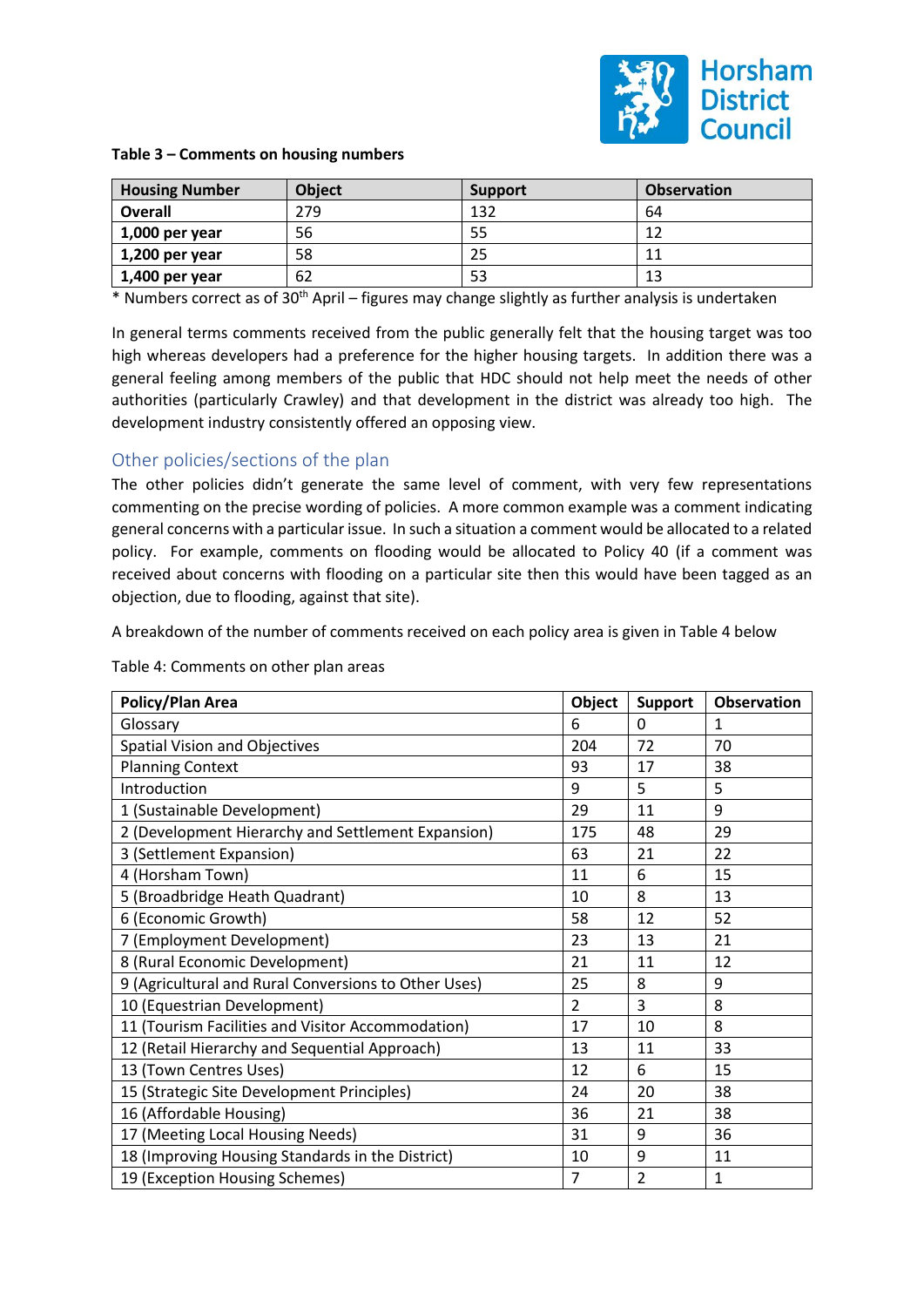**Table 3 – Comments on housing numbers**

| Housing Number | Object | Support | Observation |
|---|---|---|---|
| **Overall** | 279 | 132 | 64 |
| **1,000 per year** | 56 | 55 | 12 |
| **1,200 per year** | 58 | 25 | 11 |
| **1,400 per year** | 62 | 53 | 13 |

* Numbers correct as of 30th April – figures may change slightly as further analysis is undertaken

In general terms comments received from the public generally felt that the housing target was too high whereas developers had a preference for the higher housing targets. In addition there was a general feeling among members of the public that HDC should not help meet the needs of other authorities (particularly Crawley) and that development in the district was already too high. The development industry consistently offered an opposing view.

## Other policies/sections of the plan

The other policies didn't generate the same level of comment, with very few representations commenting on the precise wording of policies. A more common example was a comment indicating general concerns with a particular issue. In such a situation a comment would be allocated to a related policy. For example, comments on flooding would be allocated to Policy 40 (if a comment was received about concerns with flooding on a particular site then this would have been tagged as an objection, due to flooding, against that site).

A breakdown of the number of comments received on each policy area is given in Table 4 below

Table 4: Comments on other plan areas

| Policy/Plan Area | Object | Support | Observation |
|---|---|---|---|
| Glossary | 6 | 0 | 1 |
| Spatial Vision and Objectives | 204 | 72 | 70 |
| Planning Context | 93 | 17 | 38 |
| Introduction | 9 | 5 | 5 |
| 1 (Sustainable Development) | 29 | 11 | 9 |
| 2 (Development Hierarchy and Settlement Expansion) | 175 | 48 | 29 |
| 3 (Settlement Expansion) | 63 | 21 | 22 |
| 4 (Horsham Town) | 11 | 6 | 15 |
| 5 (Broadbridge Heath Quadrant) | 10 | 8 | 13 |
| 6 (Economic Growth) | 58 | 12 | 52 |
| 7 (Employment Development) | 23 | 13 | 21 |
| 8 (Rural Economic Development) | 21 | 11 | 12 |
| 9 (Agricultural and Rural Conversions to Other Uses) | 25 | 8 | 9 |
| 10 (Equestrian Development) | 2 | 3 | 8 |
| 11 (Tourism Facilities and Visitor Accommodation) | 17 | 10 | 8 |
| 12 (Retail Hierarchy and Sequential Approach) | 13 | 11 | 33 |
| 13 (Town Centres Uses) | 12 | 6 | 15 |
| 15 (Strategic Site Development Principles) | 24 | 20 | 38 |
| 16 (Affordable Housing) | 36 | 21 | 38 |
| 17 (Meeting Local Housing Needs) | 31 | 9 | 36 |
| 18 (Improving Housing Standards in the District) | 10 | 9 | 11 |
| 19 (Exception Housing Schemes) | 7 | 2 | 1 |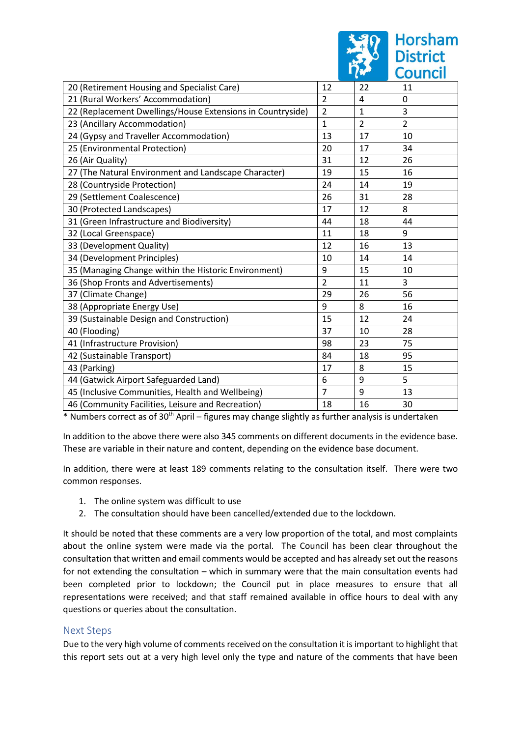| | | | |
|---|---|---|---|
| 20 (Retirement Housing and Specialist Care) | 12 | 22 | 11 |
| 21 (Rural Workers' Accommodation) | 2 | 4 | 0 |
| 22 (Replacement Dwellings/House Extensions in Countryside) | 2 | 1 | 3 |
| 23 (Ancillary Accommodation) | 1 | 2 | 2 |
| 24 (Gypsy and Traveller Accommodation) | 13 | 17 | 10 |
| 25 (Environmental Protection) | 20 | 17 | 34 |
| 26 (Air Quality) | 31 | 12 | 26 |
| 27 (The Natural Environment and Landscape Character) | 19 | 15 | 16 |
| 28 (Countryside Protection) | 24 | 14 | 19 |
| 29 (Settlement Coalescence) | 26 | 31 | 28 |
| 30 (Protected Landscapes) | 17 | 12 | 8 |
| 31 (Green Infrastructure and Biodiversity) | 44 | 18 | 44 |
| 32 (Local Greenspace) | 11 | 18 | 9 |
| 33 (Development Quality) | 12 | 16 | 13 |
| 34 (Development Principles) | 10 | 14 | 14 |
| 35 (Managing Change within the Historic Environment) | 9 | 15 | 10 |
| 36 (Shop Fronts and Advertisements) | 2 | 11 | 3 |
| 37 (Climate Change) | 29 | 26 | 56 |
| 38 (Appropriate Energy Use) | 9 | 8 | 16 |
| 39 (Sustainable Design and Construction) | 15 | 12 | 24 |
| 40 (Flooding) | 37 | 10 | 28 |
| 41 (Infrastructure Provision) | 98 | 23 | 75 |
| 42 (Sustainable Transport) | 84 | 18 | 95 |
| 43 (Parking) | 17 | 8 | 15 |
| 44 (Gatwick Airport Safeguarded Land) | 6 | 9 | 5 |
| 45 (Inclusive Communities, Health and Wellbeing) | 7 | 9 | 13 |
| 46 (Community Facilities, Leisure and Recreation) | 18 | 16 | 30 |

* Numbers correct as of 30th April – figures may change slightly as further analysis is undertaken

In addition to the above there were also 345 comments on different documents in the evidence base. These are variable in their nature and content, depending on the evidence base document.

In addition, there were at least 189 comments relating to the consultation itself. There were two common responses.

1. The online system was difficult to use
2. The consultation should have been cancelled/extended due to the lockdown.

It should be noted that these comments are a very low proportion of the total, and most complaints about the online system were made via the portal. The Council has been clear throughout the consultation that written and email comments would be accepted and has already set out the reasons for not extending the consultation – which in summary were that the main consultation events had been completed prior to lockdown; the Council put in place measures to ensure that all representations were received; and that staff remained available in office hours to deal with any questions or queries about the consultation.

## Next Steps

Due to the very high volume of comments received on the consultation it is important to highlight that this report sets out at a very high level only the type and nature of the comments that have been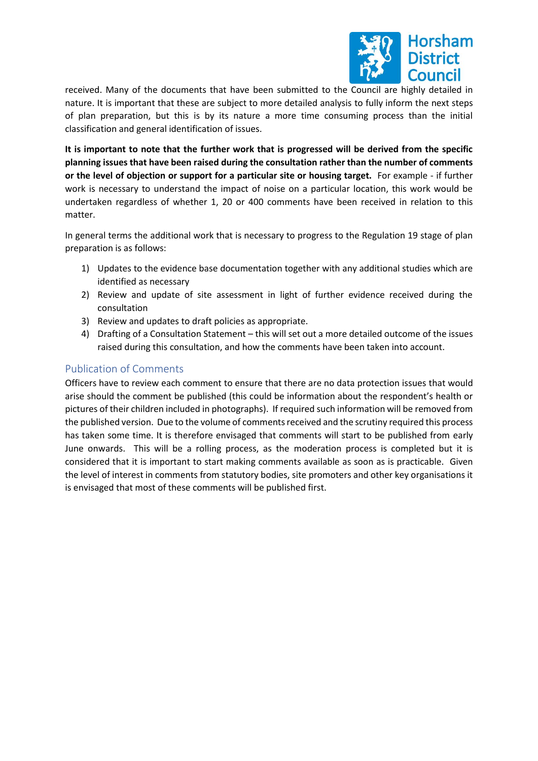received. Many of the documents that have been submitted to the Council are highly detailed in nature. It is important that these are subject to more detailed analysis to fully inform the next steps of plan preparation, but this is by its nature a more time consuming process than the initial classification and general identification of issues.

**It is important to note that the further work that is progressed will be derived from the specific planning issues that have been raised during the consultation rather than the number of comments or the level of objection or support for a particular site or housing target.** For example - if further work is necessary to understand the impact of noise on a particular location, this work would be undertaken regardless of whether 1, 20 or 400 comments have been received in relation to this matter.

In general terms the additional work that is necessary to progress to the Regulation 19 stage of plan preparation is as follows:

1) Updates to the evidence base documentation together with any additional studies which are identified as necessary
2) Review and update of site assessment in light of further evidence received during the consultation
3) Review and updates to draft policies as appropriate.
4) Drafting of a Consultation Statement – this will set out a more detailed outcome of the issues raised during this consultation, and how the comments have been taken into account.

## Publication of Comments

Officers have to review each comment to ensure that there are no data protection issues that would arise should the comment be published (this could be information about the respondent's health or pictures of their children included in photographs). If required such information will be removed from the published version. Due to the volume of comments received and the scrutiny required this process has taken some time. It is therefore envisaged that comments will start to be published from early June onwards. This will be a rolling process, as the moderation process is completed but it is considered that it is important to start making comments available as soon as is practicable. Given the level of interest in comments from statutory bodies, site promoters and other key organisations it is envisaged that most of these comments will be published first.